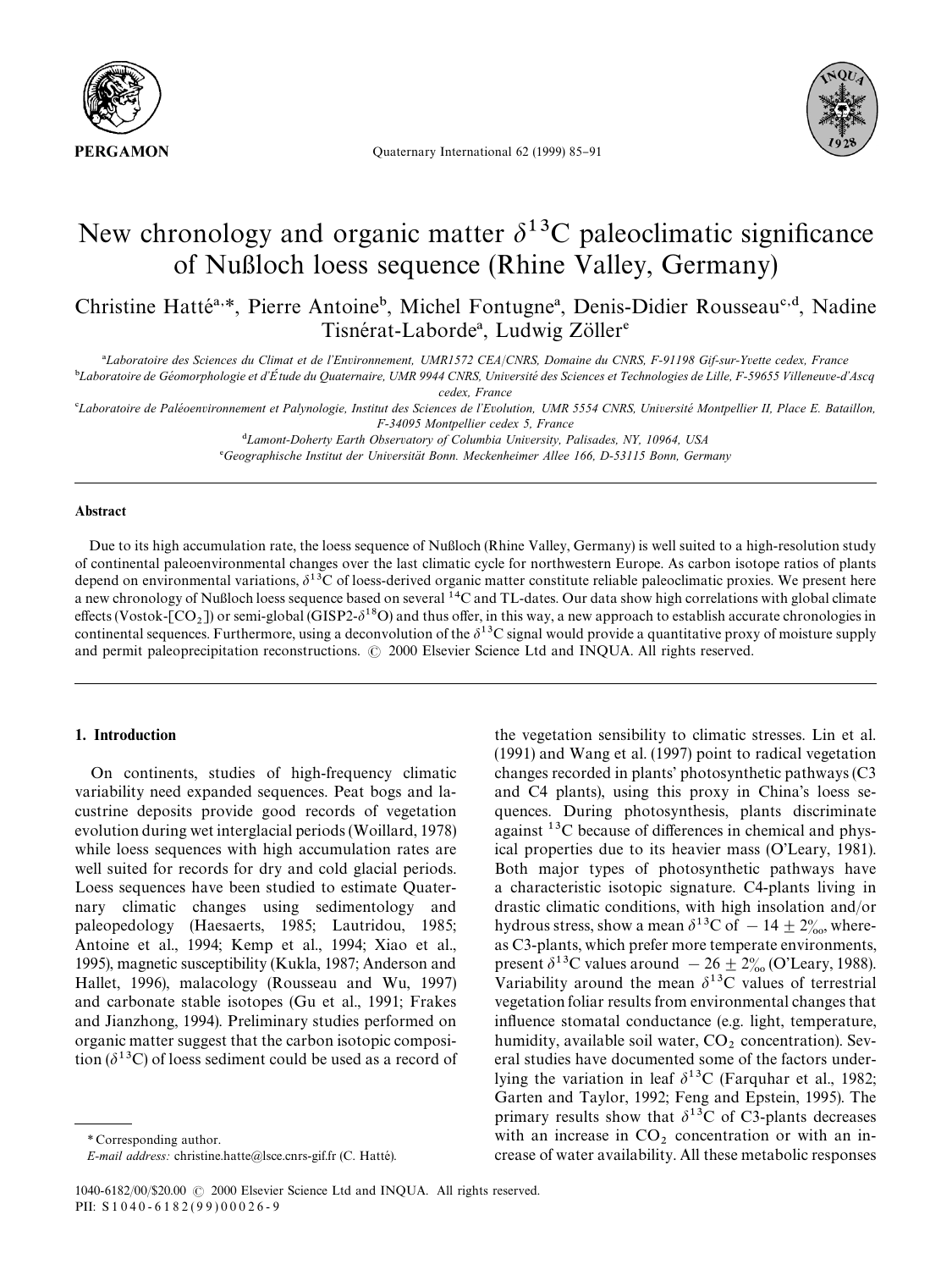# New chronology and organic matter $\delta^{13}C$ paleoclimatic significance of Nußloch loess sequence (Rhine Valley, Germany)

Christine Hatté[a,*], Pierre Antoine[b], Michel Fontugne[a], Denis-Didier Rousseau[c,d], Nadine Tisnérat-Laborde[a], Ludwig Zöller[e]

[a] Laboratoire des Sciences du Climat et de l'Environnement, UMR1572 CEA/CNRS, Domaine du CNRS, F-91198 Gif-sur-Yvette cedex, France

[b] Laboratoire de Géomorphologie et d'Étude du Quaternaire, UMR 9944 CNRS, Université des Sciences et Technologies de Lille, F-59655 Villeneuve-d'Ascq cedex, France

[c] Laboratoire de Paléoenvironnement et Palynologie, Institut des Sciences de l'Evolution, UMR 5554 CNRS, Université Montpellier II, Place E. Bataillon, F-34095 Montpellier cedex 5, France

[d] Lamont-Doherty Earth Observatory of Columbia University, Palisades, NY, 10964, USA

[e] Geographische Institut der Universität Bonn. Meckenheimer Allee 166, D-53115 Bonn, Germany

## Abstract

Due to its high accumulation rate, the loess sequence of Nußloch (Rhine Valley, Germany) is well suited to a high-resolution study of continental paleoenvironmental changes over the last climatic cycle for northwestern Europe. As carbon isotope ratios of plants depend on environmental variations, $\delta^{13}C$ of loess-derived organic matter constitute reliable paleoclimatic proxies. We present here a new chronology of Nußloch loess sequence based on several $^{14}C$ and TL-dates. Our data show high correlations with global climate effects (Vostok-[$CO_2$]) or semi-global (GISP2-$\delta^{18}O$) and thus offer, in this way, a new approach to establish accurate chronologies in continental sequences. Furthermore, using a deconvolution of the $\delta^{13}C$ signal would provide a quantitative proxy of moisture supply and permit paleoprecipitation reconstructions. © 2000 Elsevier Science Ltd and INQUA. All rights reserved.

## 1. Introduction

On continents, studies of high-frequency climatic variability need expanded sequences. Peat bogs and lacustrine deposits provide good records of vegetation evolution during wet interglacial periods (Woillard, 1978) while loess sequences with high accumulation rates are well suited for records for dry and cold glacial periods. Loess sequences have been studied to estimate Quaternary climatic changes using sedimentology and paleopedology (Haesaerts, 1985; Lautridou, 1985; Antoine et al., 1994; Kemp et al., 1994; Xiao et al., 1995), magnetic susceptibility (Kukla, 1987; Anderson and Hallet, 1996), malacology (Rousseau and Wu, 1997) and carbonate stable isotopes (Gu et al., 1991; Frakes and Jianzhong, 1994). Preliminary studies performed on organic matter suggest that the carbon isotopic composition ($\delta^{13}C$) of loess sediment could be used as a record of the vegetation sensibility to climatic stresses. Lin et al. (1991) and Wang et al. (1997) point to radical vegetation changes recorded in plants' photosynthetic pathways (C3 and C4 plants), using this proxy in China's loess sequences. During photosynthesis, plants discriminate against $^{13}C$ because of differences in chemical and physical properties due to its heavier mass (O'Leary, 1981). Both major types of photosynthetic pathways have a characteristic isotopic signature. C4-plants living in drastic climatic conditions, with high insolation and/or hydrous stress, show a mean $\delta^{13}C$ of $-14 \pm 2‰$, whereas C3-plants, which prefer more temperate environments, present $\delta^{13}C$ values around $-26 \pm 2‰$ (O'Leary, 1988). Variability around the mean $\delta^{13}C$ values of terrestrial vegetation foliar results from environmental changes that influence stomatal conductance (e.g. light, temperature, humidity, available soil water, $CO_2$ concentration). Several studies have documented some of the factors underlying the variation in leaf $\delta^{13}C$ (Farquhar et al., 1982; Garten and Taylor, 1992; Feng and Epstein, 1995). The primary results show that $\delta^{13}C$ of C3-plants decreases with an increase in $CO_2$ concentration or with an increase of water availability. All these metabolic responses

\* Corresponding author.
*E-mail address:* christine.hatte@lsce.cnrs-gif.fr (C. Hatté).

1040-6182/00/$20.00 © 2000 Elsevier Science Ltd and INQUA. All rights reserved.
PII: S1040-6182(99)00026-9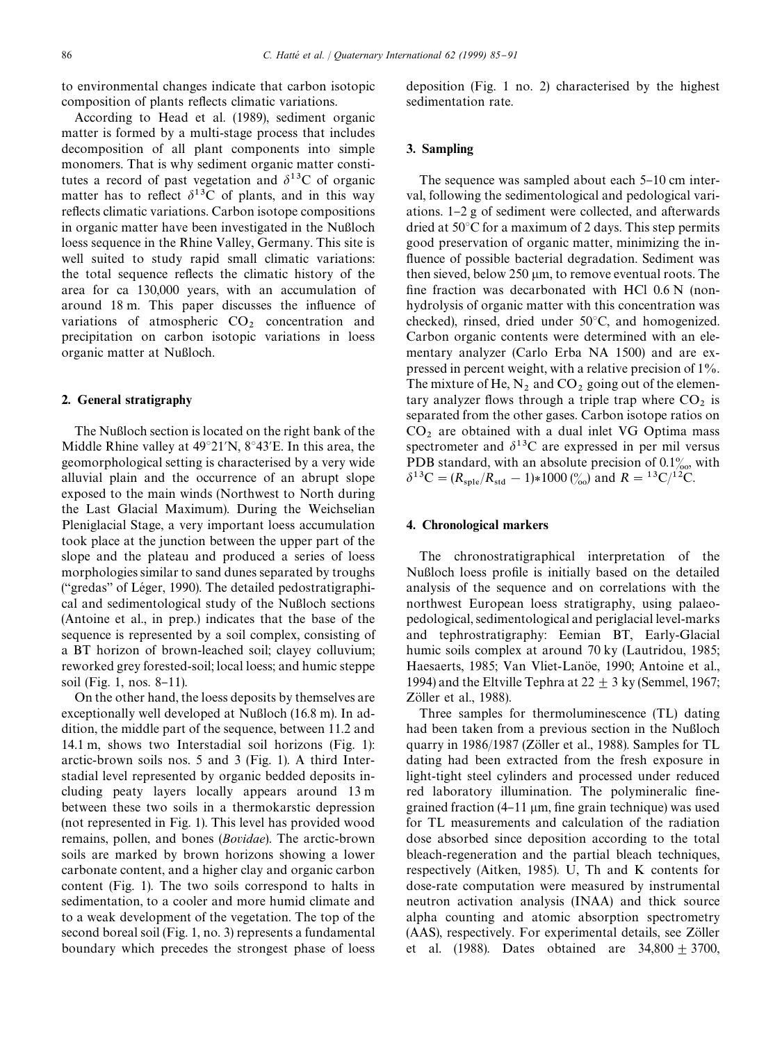to environmental changes indicate that carbon isotopic composition of plants reflects climatic variations.

According to Head et al. (1989), sediment organic matter is formed by a multi-stage process that includes decomposition of all plant components into simple monomers. That is why sediment organic matter constitutes a record of past vegetation and $\delta^{13}C$ of organic matter has to reflect $\delta^{13}C$ of plants, and in this way reflects climatic variations. Carbon isotope compositions in organic matter have been investigated in the Nußloch loess sequence in the Rhine Valley, Germany. This site is well suited to study rapid small climatic variations: the total sequence reflects the climatic history of the area for ca 130,000 years, with an accumulation of around 18 m. This paper discusses the influence of variations of atmospheric $CO_2$ concentration and precipitation on carbon isotopic variations in loess organic matter at Nußloch.

## 2. General stratigraphy

The Nußloch section is located on the right bank of the Middle Rhine valley at 49°21′N, 8°43′E. In this area, the geomorphological setting is characterised by a very wide alluvial plain and the occurrence of an abrupt slope exposed to the main winds (Northwest to North during the Last Glacial Maximum). During the Weichselian Pleniglacial Stage, a very important loess accumulation took place at the junction between the upper part of the slope and the plateau and produced a series of loess morphologies similar to sand dunes separated by troughs ("gredas" of Léger, 1990). The detailed pedostratigraphical and sedimentological study of the Nußloch sections (Antoine et al., in prep.) indicates that the base of the sequence is represented by a soil complex, consisting of a BT horizon of brown-leached soil; clayey colluvium; reworked grey forested-soil; local loess; and humic steppe soil (Fig. 1, nos. 8–11).

On the other hand, the loess deposits by themselves are exceptionally well developed at Nußloch (16.8 m). In addition, the middle part of the sequence, between 11.2 and 14.1 m, shows two Interstadial soil horizons (Fig. 1): arctic-brown soils nos. 5 and 3 (Fig. 1). A third Interstadial level represented by organic bedded deposits including peaty layers locally appears around 13 m between these two soils in a thermokarstic depression (not represented in Fig. 1). This level has provided wood remains, pollen, and bones (*Bovidae*). The arctic-brown soils are marked by brown horizons showing a lower carbonate content, and a higher clay and organic carbon content (Fig. 1). The two soils correspond to halts in sedimentation, to a cooler and more humid climate and to a weak development of the vegetation. The top of the second boreal soil (Fig. 1, no. 3) represents a fundamental boundary which precedes the strongest phase of loess deposition (Fig. 1 no. 2) characterised by the highest sedimentation rate.

## 3. Sampling

The sequence was sampled about each 5–10 cm interval, following the sedimentological and pedological variations. 1–2 g of sediment were collected, and afterwards dried at 50°C for a maximum of 2 days. This step permits good preservation of organic matter, minimizing the influence of possible bacterial degradation. Sediment was then sieved, below 250 μm, to remove eventual roots. The fine fraction was decarbonated with HCl 0.6 N (non-hydrolysis of organic matter with this concentration was checked), rinsed, dried under 50°C, and homogenized. Carbon organic contents were determined with an elementary analyzer (Carlo Erba NA 1500) and are expressed in percent weight, with a relative precision of 1%. The mixture of He, $N_2$ and $CO_2$ going out of the elementary analyzer flows through a triple trap where $CO_2$ is separated from the other gases. Carbon isotope ratios on $CO_2$ are obtained with a dual inlet VG Optima mass spectrometer and $\delta^{13}C$ are expressed in per mil versus PDB standard, with an absolute precision of 0.1‰, with $\delta^{13}C = (R_{sple}/R_{std} - 1)*1000$ (‰) and $R = {}^{13}C/{}^{12}C$.

## 4. Chronological markers

The chronostratigraphical interpretation of the Nußloch loess profile is initially based on the detailed analysis of the sequence and on correlations with the northwest European loess stratigraphy, using palaeopedological, sedimentological and periglacial level-marks and tephrostratigraphy: Eemian BT, Early-Glacial humic soils complex at around 70 ky (Lautridou, 1985; Haesaerts, 1985; Van Vliet-Lanöe, 1990; Antoine et al., 1994) and the Eltville Tephra at 22 ± 3 ky (Semmel, 1967; Zöller et al., 1988).

Three samples for thermoluminescence (TL) dating had been taken from a previous section in the Nußloch quarry in 1986/1987 (Zöller et al., 1988). Samples for TL dating had been extracted from the fresh exposure in light-tight steel cylinders and processed under reduced red laboratory illumination. The polymineralic fine-grained fraction (4–11 μm, fine grain technique) was used for TL measurements and calculation of the radiation dose absorbed since deposition according to the total bleach-regeneration and the partial bleach techniques, respectively (Aitken, 1985). U, Th and K contents for dose-rate computation were measured by instrumental neutron activation analysis (INAA) and thick source alpha counting and atomic absorption spectrometry (AAS), respectively. For experimental details, see Zöller et al. (1988). Dates obtained are 34,800 ± 3700,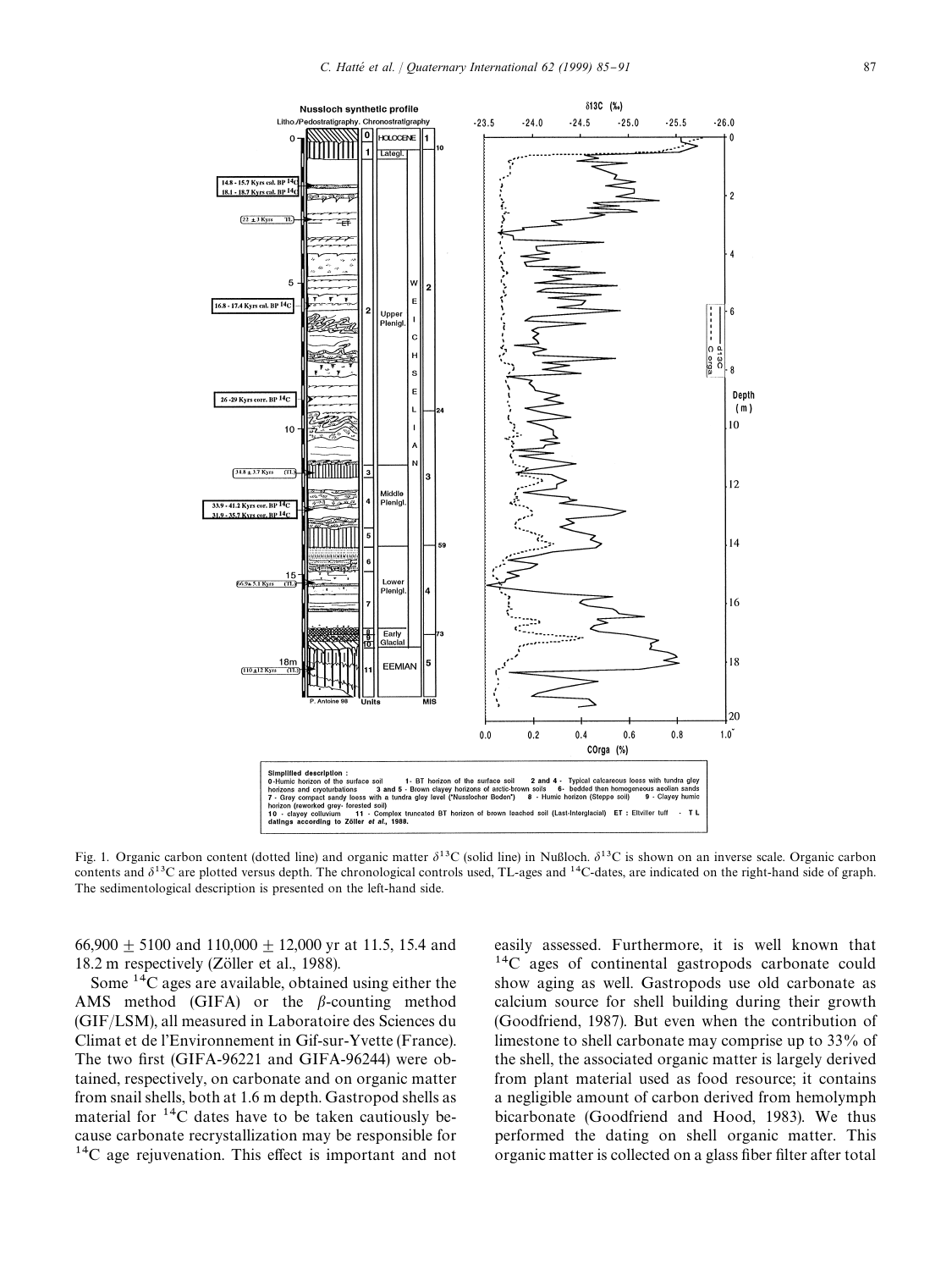Fig. 1. Organic carbon content (dotted line) and organic matter $\delta^{13}C$ (solid line) in Nußloch. $\delta^{13}C$ is shown on an inverse scale. Organic carbon contents and $\delta^{13}C$ are plotted versus depth. The chronological controls used, TL-ages and $^{14}C$-dates, are indicated on the right-hand side of graph. The sedimentological description is presented on the left-hand side.

66,900 ± 5100 and 110,000 ± 12,000 yr at 11.5, 15.4 and 18.2 m respectively (Zöller et al., 1988).

Some $^{14}C$ ages are available, obtained using either the AMS method (GIFA) or the $\beta$-counting method (GIF/LSM), all measured in Laboratoire des Sciences du Climat et de l'Environnement in Gif-sur-Yvette (France). The two first (GIFA-96221 and GIFA-96244) were obtained, respectively, on carbonate and on organic matter from snail shells, both at 1.6 m depth. Gastropod shells as material for $^{14}C$ dates have to be taken cautiously because carbonate recrystallization may be responsible for $^{14}C$ age rejuvenation. This effect is important and not easily assessed. Furthermore, it is well known that $^{14}C$ ages of continental gastropods carbonate could show aging as well. Gastropods use old carbonate as calcium source for shell building during their growth (Goodfriend, 1987). But even when the contribution of limestone to shell carbonate may comprise up to 33% of the shell, the associated organic matter is largely derived from plant material used as food resource; it contains a negligible amount of carbon derived from hemolymph bicarbonate (Goodfriend and Hood, 1983). We thus performed the dating on shell organic matter. This organic matter is collected on a glass fiber filter after total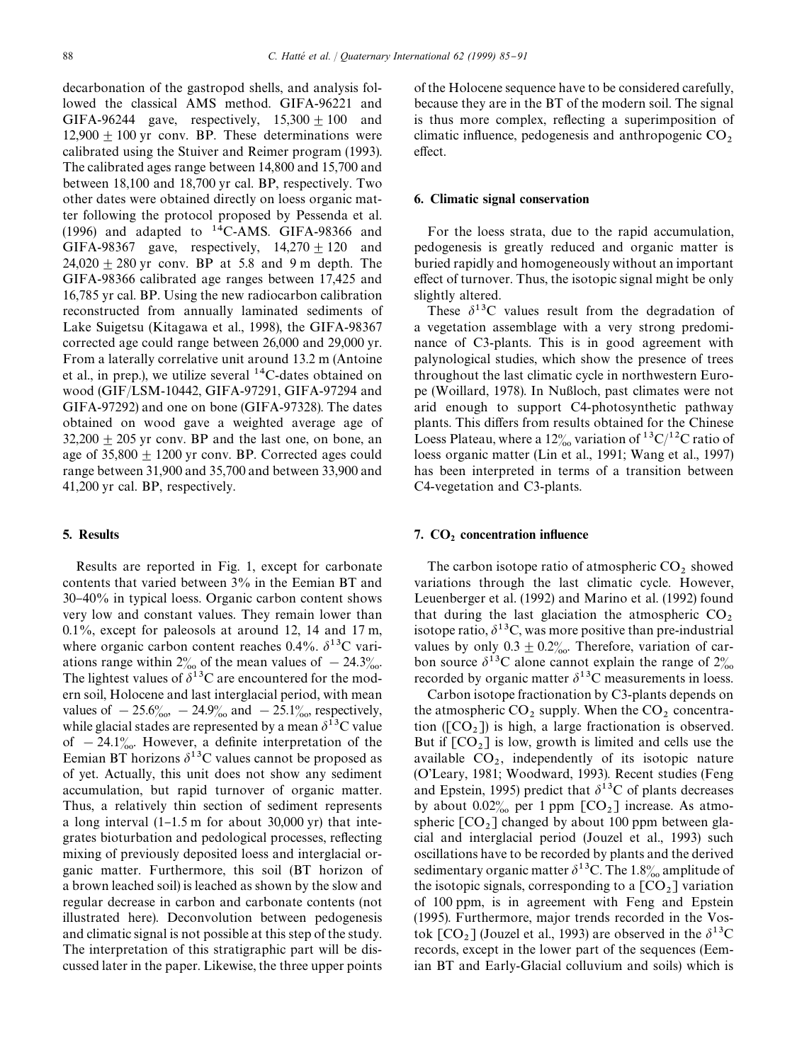decarbonation of the gastropod shells, and analysis followed the classical AMS method. GIFA-96221 and GIFA-96244 gave, respectively, $15{,}300 \pm 100$ and $12{,}900 \pm 100$ yr conv. BP. These determinations were calibrated using the Stuiver and Reimer program (1993). The calibrated ages range between 14,800 and 15,700 and between 18,100 and 18,700 yr cal. BP, respectively. Two other dates were obtained directly on loess organic matter following the protocol proposed by Pessenda et al. (1996) and adapted to $^{14}$C-AMS. GIFA-98366 and GIFA-98367 gave, respectively, $14{,}270 \pm 120$ and $24{,}020 \pm 280$ yr conv. BP at 5.8 and 9 m depth. The GIFA-98366 calibrated age ranges between 17,425 and 16,785 yr cal. BP. Using the new radiocarbon calibration reconstructed from annually laminated sediments of Lake Suigetsu (Kitagawa et al., 1998), the GIFA-98367 corrected age could range between 26,000 and 29,000 yr. From a laterally correlative unit around 13.2 m (Antoine et al., in prep.), we utilize several $^{14}$C-dates obtained on wood (GIF/LSM-10442, GIFA-97291, GIFA-97294 and GIFA-97292) and one on bone (GIFA-97328). The dates obtained on wood gave a weighted average age of $32{,}200 \pm 205$ yr conv. BP and the last one, on bone, an age of $35{,}800 \pm 1200$ yr conv. BP. Corrected ages could range between 31,900 and 35,700 and between 33,900 and 41,200 yr cal. BP, respectively.

## 5. Results

Results are reported in Fig. 1, except for carbonate contents that varied between 3% in the Eemian BT and 30–40% in typical loess. Organic carbon content shows very low and constant values. They remain lower than 0.1%, except for paleosols at around 12, 14 and 17 m, where organic carbon content reaches 0.4%. $\delta^{13}$C variations range within 2‰ of the mean values of −24.3‰. The lightest values of $\delta^{13}$C are encountered for the modern soil, Holocene and last interglacial period, with mean values of −25.6‰, −24.9‰ and −25.1‰, respectively, while glacial stades are represented by a mean $\delta^{13}$C value of −24.1‰. However, a definite interpretation of the Eemian BT horizons $\delta^{13}$C values cannot be proposed as of yet. Actually, this unit does not show any sediment accumulation, but rapid turnover of organic matter. Thus, a relatively thin section of sediment represents a long interval (1–1.5 m for about 30,000 yr) that integrates bioturbation and pedological processes, reflecting mixing of previously deposited loess and interglacial organic matter. Furthermore, this soil (BT horizon of a brown leached soil) is leached as shown by the slow and regular decrease in carbon and carbonate contents (not illustrated here). Deconvolution between pedogenesis and climatic signal is not possible at this step of the study. The interpretation of this stratigraphic part will be discussed later in the paper. Likewise, the three upper points of the Holocene sequence have to be considered carefully, because they are in the BT of the modern soil. The signal is thus more complex, reflecting a superimposition of climatic influence, pedogenesis and anthropogenic $CO_2$ effect.

## 6. Climatic signal conservation

For the loess strata, due to the rapid accumulation, pedogenesis is greatly reduced and organic matter is buried rapidly and homogeneously without an important effect of turnover. Thus, the isotopic signal might be only slightly altered.

These $\delta^{13}$C values result from the degradation of a vegetation assemblage with a very strong predominance of C3-plants. This is in good agreement with palynological studies, which show the presence of trees throughout the last climatic cycle in northwestern Europe (Woillard, 1978). In Nußloch, past climates were not arid enough to support C4-photosynthetic pathway plants. This differs from results obtained for the Chinese Loess Plateau, where a 12‰ variation of $^{13}$C/$^{12}$C ratio of loess organic matter (Lin et al., 1991; Wang et al., 1997) has been interpreted in terms of a transition between C4-vegetation and C3-plants.

## 7. $CO_2$ concentration influence

The carbon isotope ratio of atmospheric $CO_2$ showed variations through the last climatic cycle. However, Leuenberger et al. (1992) and Marino et al. (1992) found that during the last glaciation the atmospheric $CO_2$ isotope ratio, $\delta^{13}$C, was more positive than pre-industrial values by only $0.3 \pm 0.2$‰. Therefore, variation of carbon source $\delta^{13}$C alone cannot explain the range of 2‰ recorded by organic matter $\delta^{13}$C measurements in loess.

Carbon isotope fractionation by C3-plants depends on the atmospheric $CO_2$ supply. When the $CO_2$ concentration ($[CO_2]$) is high, a large fractionation is observed. But if $[CO_2]$ is low, growth is limited and cells use the available $CO_2$, independently of its isotopic nature (O'Leary, 1981; Woodward, 1993). Recent studies (Feng and Epstein, 1995) predict that $\delta^{13}$C of plants decreases by about 0.02‰ per 1 ppm $[CO_2]$ increase. As atmospheric $[CO_2]$ changed by about 100 ppm between glacial and interglacial period (Jouzel et al., 1993) such oscillations have to be recorded by plants and the derived sedimentary organic matter $\delta^{13}$C. The 1.8‰ amplitude of the isotopic signals, corresponding to a $[CO_2]$ variation of 100 ppm, is in agreement with Feng and Epstein (1995). Furthermore, major trends recorded in the Vostok $[CO_2]$ (Jouzel et al., 1993) are observed in the $\delta^{13}$C records, except in the lower part of the sequences (Eemian BT and Early-Glacial colluvium and soils) which is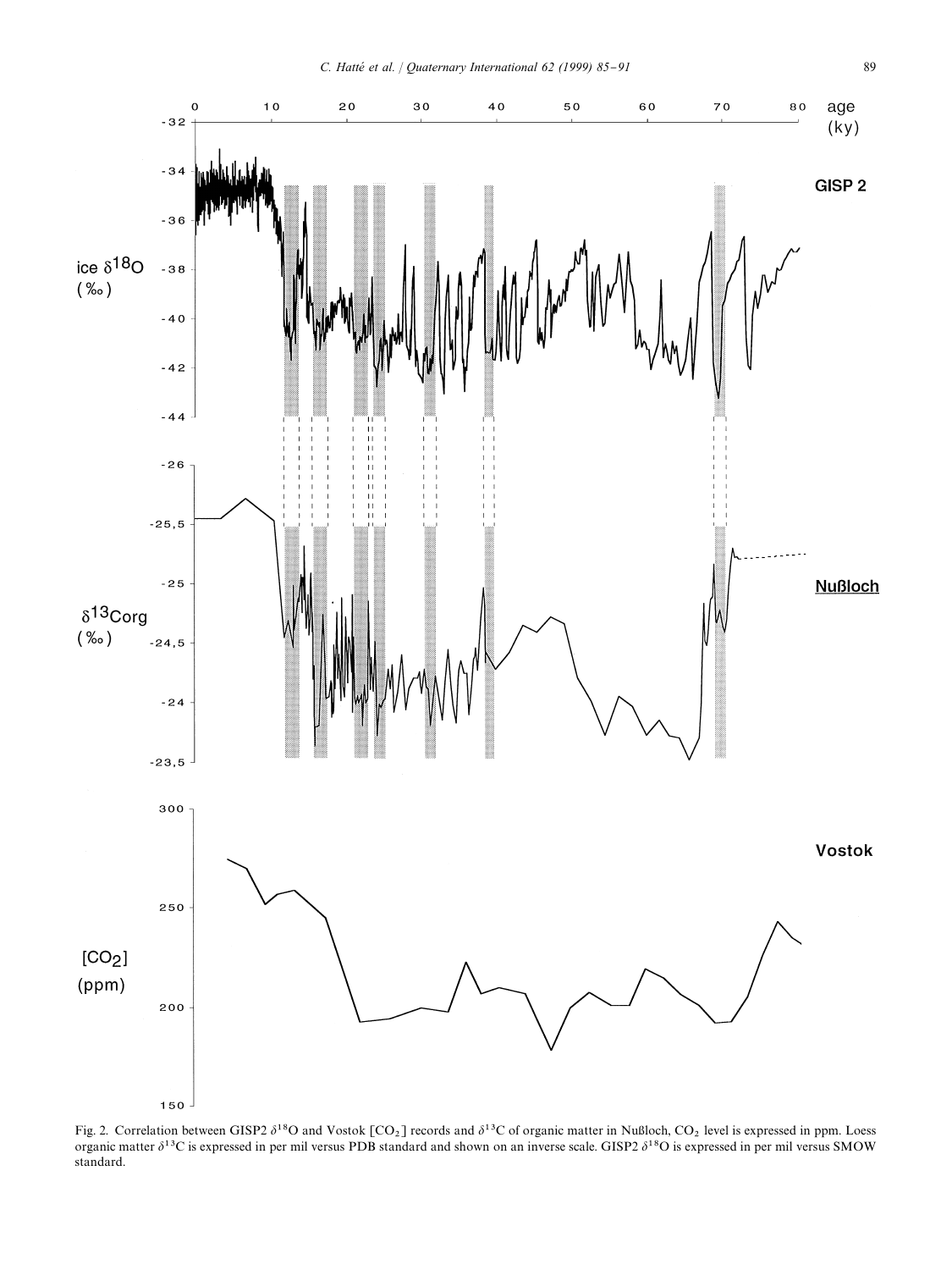Fig. 2. Correlation between GISP2 $\delta^{18}O$ and Vostok [$CO_2$] records and $\delta^{13}C$ of organic matter in Nußloch, $CO_2$ level is expressed in ppm. Loess organic matter $\delta^{13}C$ is expressed in per mil versus PDB standard and shown on an inverse scale. GISP2 $\delta^{18}O$ is expressed in per mil versus SMOW standard.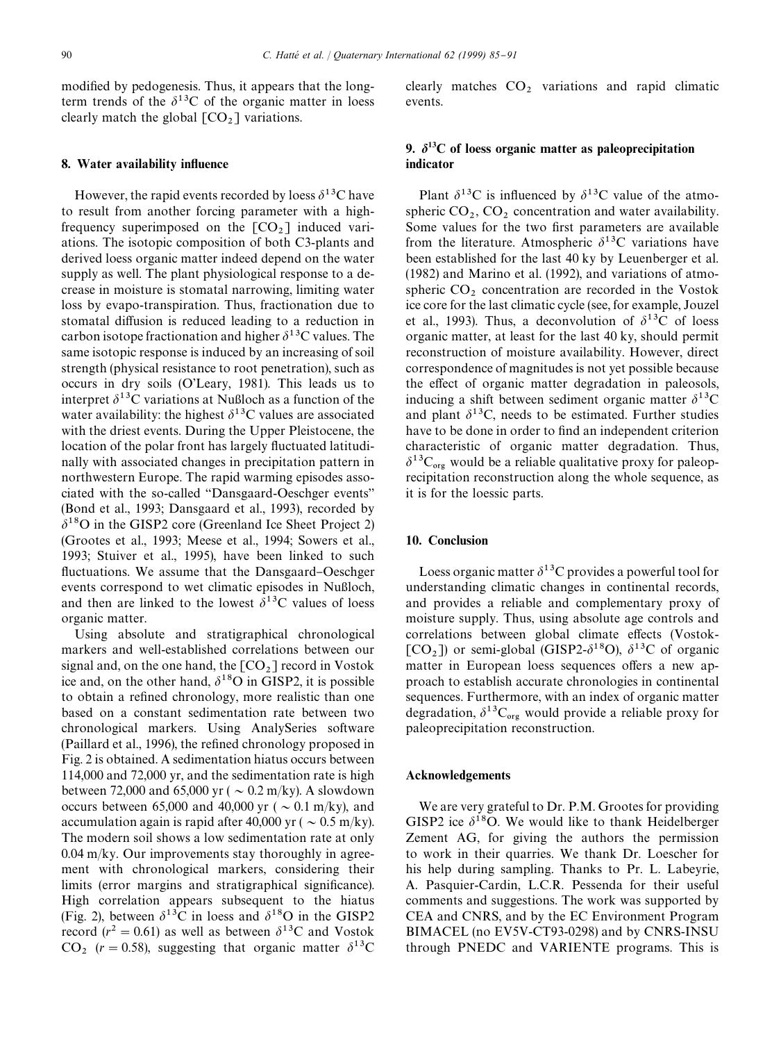modified by pedogenesis. Thus, it appears that the long-term trends of the $\delta^{13}C$ of the organic matter in loess clearly match the global $[CO_2]$ variations.

## 8. Water availability influence

However, the rapid events recorded by loess $\delta^{13}C$ have to result from another forcing parameter with a high-frequency superimposed on the $[CO_2]$ induced variations. The isotopic composition of both C3-plants and derived loess organic matter indeed depend on the water supply as well. The plant physiological response to a decrease in moisture is stomatal narrowing, limiting water loss by evapo-transpiration. Thus, fractionation due to stomatal diffusion is reduced leading to a reduction in carbon isotope fractionation and higher $\delta^{13}C$ values. The same isotopic response is induced by an increasing of soil strength (physical resistance to root penetration), such as occurs in dry soils (O'Leary, 1981). This leads us to interpret $\delta^{13}C$ variations at Nußloch as a function of the water availability: the highest $\delta^{13}C$ values are associated with the driest events. During the Upper Pleistocene, the location of the polar front has largely fluctuated latitudinally with associated changes in precipitation pattern in northwestern Europe. The rapid warming episodes associated with the so-called "Dansgaard-Oeschger events" (Bond et al., 1993; Dansgaard et al., 1993), recorded by $\delta^{18}O$ in the GISP2 core (Greenland Ice Sheet Project 2) (Grootes et al., 1993; Meese et al., 1994; Sowers et al., 1993; Stuiver et al., 1995), have been linked to such fluctuations. We assume that the Dansgaard–Oeschger events correspond to wet climatic episodes in Nußloch, and then are linked to the lowest $\delta^{13}C$ values of loess organic matter.

Using absolute and stratigraphical chronological markers and well-established correlations between our signal and, on the one hand, the $[CO_2]$ record in Vostok ice and, on the other hand, $\delta^{18}O$ in GISP2, it is possible to obtain a refined chronology, more realistic than one based on a constant sedimentation rate between two chronological markers. Using AnalySeries software (Paillard et al., 1996), the refined chronology proposed in Fig. 2 is obtained. A sedimentation hiatus occurs between 114,000 and 72,000 yr, and the sedimentation rate is high between 72,000 and 65,000 yr ( ~ 0.2 m/ky). A slowdown occurs between 65,000 and 40,000 yr ( ~ 0.1 m/ky), and accumulation again is rapid after 40,000 yr ( ~ 0.5 m/ky). The modern soil shows a low sedimentation rate at only 0.04 m/ky. Our improvements stay thoroughly in agreement with chronological markers, considering their limits (error margins and stratigraphical significance). High correlation appears subsequent to the hiatus (Fig. 2), between $\delta^{13}C$ in loess and $\delta^{18}O$ in the GISP2 record ($r^2 = 0.61$) as well as between $\delta^{13}C$ and Vostok $CO_2$ ($r = 0.58$), suggesting that organic matter $\delta^{13}C$ clearly matches $CO_2$ variations and rapid climatic events.

## 9. $\delta^{13}C$ of loess organic matter as paleoprecipitation indicator

Plant $\delta^{13}C$ is influenced by $\delta^{13}C$ value of the atmospheric $CO_2$, $CO_2$ concentration and water availability. Some values for the two first parameters are available from the literature. Atmospheric $\delta^{13}C$ variations have been established for the last 40 ky by Leuenberger et al. (1982) and Marino et al. (1992), and variations of atmospheric $CO_2$ concentration are recorded in the Vostok ice core for the last climatic cycle (see, for example, Jouzel et al., 1993). Thus, a deconvolution of $\delta^{13}C$ of loess organic matter, at least for the last 40 ky, should permit reconstruction of moisture availability. However, direct correspondence of magnitudes is not yet possible because the effect of organic matter degradation in paleosols, inducing a shift between sediment organic matter $\delta^{13}C$ and plant $\delta^{13}C$, needs to be estimated. Further studies have to be done in order to find an independent criterion characteristic of organic matter degradation. Thus, $\delta^{13}C_{org}$ would be a reliable qualitative proxy for paleoprecipitation reconstruction along the whole sequence, as it is for the loessic parts.

## 10. Conclusion

Loess organic matter $\delta^{13}C$ provides a powerful tool for understanding climatic changes in continental records, and provides a reliable and complementary proxy of moisture supply. Thus, using absolute age controls and correlations between global climate effects (Vostok-$[CO_2]$) or semi-global (GISP2-$\delta^{18}O$), $\delta^{13}C$ of organic matter in European loess sequences offers a new approach to establish accurate chronologies in continental sequences. Furthermore, with an index of organic matter degradation, $\delta^{13}C_{org}$ would provide a reliable proxy for paleoprecipitation reconstruction.

## Acknowledgements

We are very grateful to Dr. P.M. Grootes for providing GISP2 ice $\delta^{18}O$. We would like to thank Heidelberger Zement AG, for giving the authors the permission to work in their quarries. We thank Dr. Loescher for his help during sampling. Thanks to Pr. L. Labeyrie, A. Pasquier-Cardin, L.C.R. Pessenda for their useful comments and suggestions. The work was supported by CEA and CNRS, and by the EC Environment Program BIMACEL (no EV5V-CT93-0298) and by CNRS-INSU through PNEDC and VARIENTE programs. This is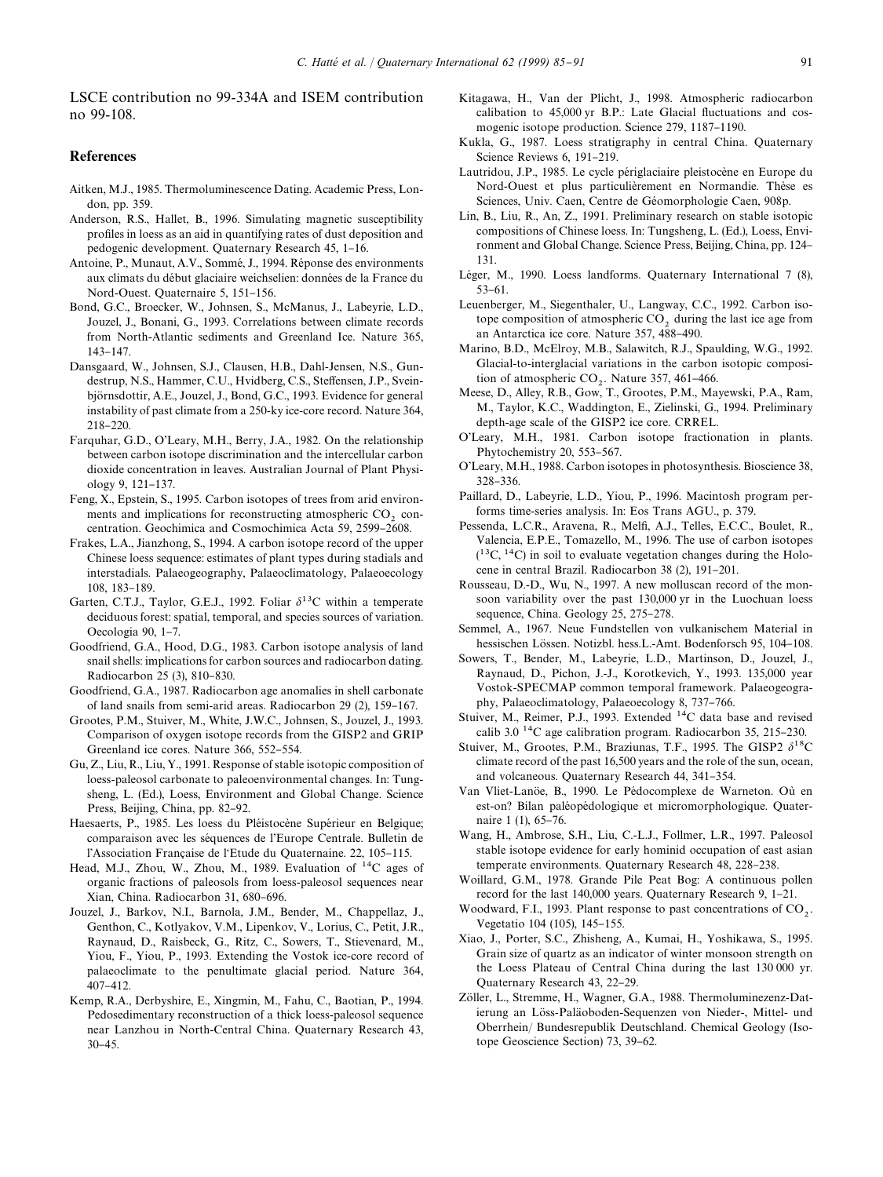LSCE contribution no 99-334A and ISEM contribution no 99-108.

## References

Aitken, M.J., 1985. Thermoluminescence Dating. Academic Press, London, pp. 359.

Anderson, R.S., Hallet, B., 1996. Simulating magnetic susceptibility profiles in loess as an aid in quantifying rates of dust deposition and pedogenic development. Quaternary Research 45, 1–16.

Antoine, P., Munaut, A.V., Sommé, J., 1994. Réponse des environments aux climats du début glaciaire weichselien: données de la France du Nord-Ouest. Quaternaire 5, 151–156.

Bond, G.C., Broecker, W., Johnsen, S., McManus, J., Labeyrie, L.D., Jouzel, J., Bonani, G., 1993. Correlations between climate records from North-Atlantic sediments and Greenland Ice. Nature 365, 143–147.

Dansgaard, W., Johnsen, S.J., Clausen, H.B., Dahl-Jensen, N.S., Gundestrup, N.S., Hammer, C.U., Hvidberg, C.S., Steffensen, J.P., Sveinbjörnsdottir, A.E., Jouzel, J., Bond, G.C., 1993. Evidence for general instability of past climate from a 250-ky ice-core record. Nature 364, 218–220.

Farquhar, G.D., O'Leary, M.H., Berry, J.A., 1982. On the relationship between carbon isotope discrimination and the intercellular carbon dioxide concentration in leaves. Australian Journal of Plant Physiology 9, 121–137.

Feng, X., Epstein, S., 1995. Carbon isotopes of trees from arid environments and implications for reconstructing atmospheric $CO_2$ concentration. Geochimica and Cosmochimica Acta 59, 2599–2608.

Frakes, L.A., Jianzhong, S., 1994. A carbon isotope record of the upper Chinese loess sequence: estimates of plant types during stadials and interstadials. Palaeogeography, Palaeoclimatology, Palaeoecology 108, 183–189.

Garten, C.T.J., Taylor, G.E.J., 1992. Foliar $\delta^{13}C$ within a temperate deciduous forest: spatial, temporal, and species sources of variation. Oecologia 90, 1–7.

Goodfriend, G.A., Hood, D.G., 1983. Carbon isotope analysis of land snail shells: implications for carbon sources and radiocarbon dating. Radiocarbon 25 (3), 810–830.

Goodfriend, G.A., 1987. Radiocarbon age anomalies in shell carbonate of land snails from semi-arid areas. Radiocarbon 29 (2), 159–167.

Grootes, P.M., Stuiver, M., White, J.W.C., Johnsen, S., Jouzel, J., 1993. Comparison of oxygen isotope records from the GISP2 and GRIP Greenland ice cores. Nature 366, 552–554.

Gu, Z., Liu, R., Liu, Y., 1991. Response of stable isotopic composition of loess-paleosol carbonate to paleoenvironmental changes. In: Tungsheng, L. (Ed.), Loess, Environment and Global Change. Science Press, Beijing, China, pp. 82–92.

Haesaerts, P., 1985. Les loess du Pléistocène Supérieur en Belgique; comparaison avec les séquences de l'Europe Centrale. Bulletin de l'Association Française de l'Etude du Quaternaine. 22, 105–115.

Head, M.J., Zhou, W., Zhou, M., 1989. Evaluation of $^{14}C$ ages of organic fractions of paleosols from loess-paleosol sequences near Xian, China. Radiocarbon 31, 680–696.

Jouzel, J., Barkov, N.I., Barnola, J.M., Bender, M., Chappellaz, J., Genthon, C., Kotlyakov, V.M., Lipenkov, V., Lorius, C., Petit, J.R., Raynaud, D., Raisbeck, G., Ritz, C., Sowers, T., Stievenard, M., Yiou, F., Yiou, P., 1993. Extending the Vostok ice-core record of palaeoclimate to the penultimate glacial period. Nature 364, 407–412.

Kemp, R.A., Derbyshire, E., Xingmin, M., Fahu, C., Baotian, P., 1994. Pedosedimentary reconstruction of a thick loess-paleosol sequence near Lanzhou in North-Central China. Quaternary Research 43, 30–45.

Kitagawa, H., Van der Plicht, J., 1998. Atmospheric radiocarbon calibation to 45,000 yr B.P.: Late Glacial fluctuations and cosmogenic isotope production. Science 279, 1187–1190.

Kukla, G., 1987. Loess stratigraphy in central China. Quaternary Science Reviews 6, 191–219.

Lautridou, J.P., 1985. Le cycle périglaciaire pleistocène en Europe du Nord-Ouest et plus particulièrement en Normandie. Thèse es Sciences, Univ. Caen, Centre de Géomorphologie Caen, 908p.

Lin, B., Liu, R., An, Z., 1991. Preliminary research on stable isotopic compositions of Chinese loess. In: Tungsheng, L. (Ed.), Loess, Environment and Global Change. Science Press, Beijing, China, pp. 124–131.

Léger, M., 1990. Loess landforms. Quaternary International 7 (8), 53–61.

Leuenberger, M., Siegenthaler, U., Langway, C.C., 1992. Carbon isotope composition of atmospheric $CO_2$ during the last ice age from an Antarctica ice core. Nature 357, 488–490.

Marino, B.D., McElroy, M.B., Salawitch, R.J., Spaulding, W.G., 1992. Glacial-to-interglacial variations in the carbon isotopic composition of atmospheric $CO_2$. Nature 357, 461–466.

Meese, D., Alley, R.B., Gow, T., Grootes, P.M., Mayewski, P.A., Ram, M., Taylor, K.C., Waddington, E., Zielinski, G., 1994. Preliminary depth-age scale of the GISP2 ice core. CRREL.

O'Leary, M.H., 1981. Carbon isotope fractionation in plants. Phytochemistry 20, 553–567.

O'Leary, M.H., 1988. Carbon isotopes in photosynthesis. Bioscience 38, 328–336.

Paillard, D., Labeyrie, L.D., Yiou, P., 1996. Macintosh program performs time-series analysis. In: Eos Trans AGU., p. 379.

Pessenda, L.C.R., Aravena, R., Melfi, A.J., Telles, E.C.C., Boulet, R., Valencia, E.P.E., Tomazello, M., 1996. The use of carbon isotopes ($^{13}C$, $^{14}C$) in soil to evaluate vegetation changes during the Holocene in central Brazil. Radiocarbon 38 (2), 191–201.

Rousseau, D.-D., Wu, N., 1997. A new molluscan record of the monsoon variability over the past 130,000 yr in the Luochuan loess sequence, China. Geology 25, 275–278.

Semmel, A., 1967. Neue Fundstellen von vulkanischem Material in hessischen Lössen. Notizbl. hess.L.-Amt. Bodenforsch 95, 104–108.

Sowers, T., Bender, M., Labeyrie, L.D., Martinson, D., Jouzel, J., Raynaud, D., Pichon, J.-J., Korotkevich, Y., 1993. 135,000 year Vostok-SPECMAP common temporal framework. Palaeogeography, Palaeoclimatology, Palaeoecology 8, 737–766.

Stuiver, M., Reimer, P.J., 1993. Extended $^{14}C$ data base and revised calib 3.0 $^{14}C$ age calibration program. Radiocarbon 35, 215–230.

Stuiver, M., Grootes, P.M., Braziunas, T.F., 1995. The GISP2 $\delta^{18}C$ climate record of the past 16,500 years and the role of the sun, ocean, and volcanoes. Quaternary Research 44, 341–354.

Van Vliet-Lanoë, B., 1990. Le Pédocomplexe de Warneton. Où en est-on? Bilan paléopédologique et micromorphologique. Quaternaire 1 (1), 65–76.

Wang, H., Ambrose, S.H., Liu, C.-L.J., Follmer, L.R., 1997. Paleosol stable isotope evidence for early hominid occupation of east asian temperate environments. Quaternary Research 48, 228–238.

Woillard, G.M., 1978. Grande Pile Peat Bog: A continuous pollen record for the last 140,000 years. Quaternary Research 9, 1–21.

Woodward, F.I., 1993. Plant response to past concentrations of $CO_2$. Vegetatio 104 (105), 145–155.

Xiao, J., Porter, S.C., Zhisheng, A., Kumai, H., Yoshikawa, S., 1995. Grain size of quartz as an indicator of winter monsoon strength on the Loess Plateau of Central China during the last 130 000 yr. Quaternary Research 43, 22–29.

Zöller, L., Stremme, H., Wagner, G.A., 1988. Thermolumineszenz-Datierung an Löss-Paläoboden-Sequenzen von Nieder-, Mittel- und Oberrhein/ Bundesrepublik Deutschland. Chemical Geology (Isotope Geoscience Section) 73, 39–62.